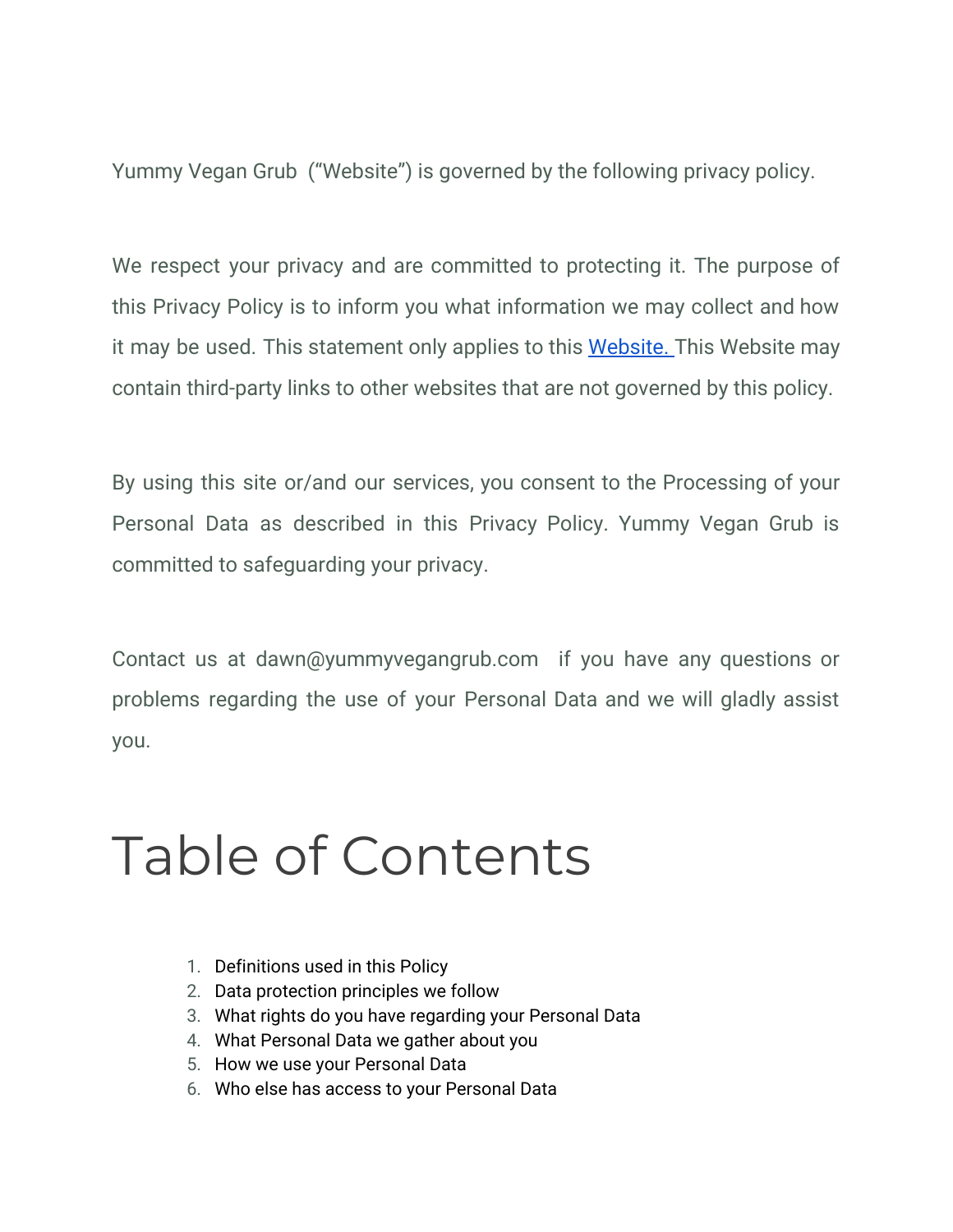Yummy Vegan Grub  (“Website”) is governed by the following privacy policy.

We respect your privacy and are committed to protecting it. The purpose of this Privacy Policy is to inform you what information we may collect and how it may be used. This statement only applies to this Website. This Website may contain third-party links to other websites that are not governed by this policy.

By using this site or/and our services, you consent to the Processing of your Personal Data as described in this Privacy Policy. Yummy Vegan Grub is committed to safeguarding your privacy.

Contact us at dawn@yummyvegangrub.com  if you have any questions or problems regarding the use of your Personal Data and we will gladly assist you.

# Table of Contents

1. Definitions used in this Policy
2. Data protection principles we follow
3. What rights do you have regarding your Personal Data
4. What Personal Data we gather about you
5. How we use your Personal Data
6. Who else has access to your Personal Data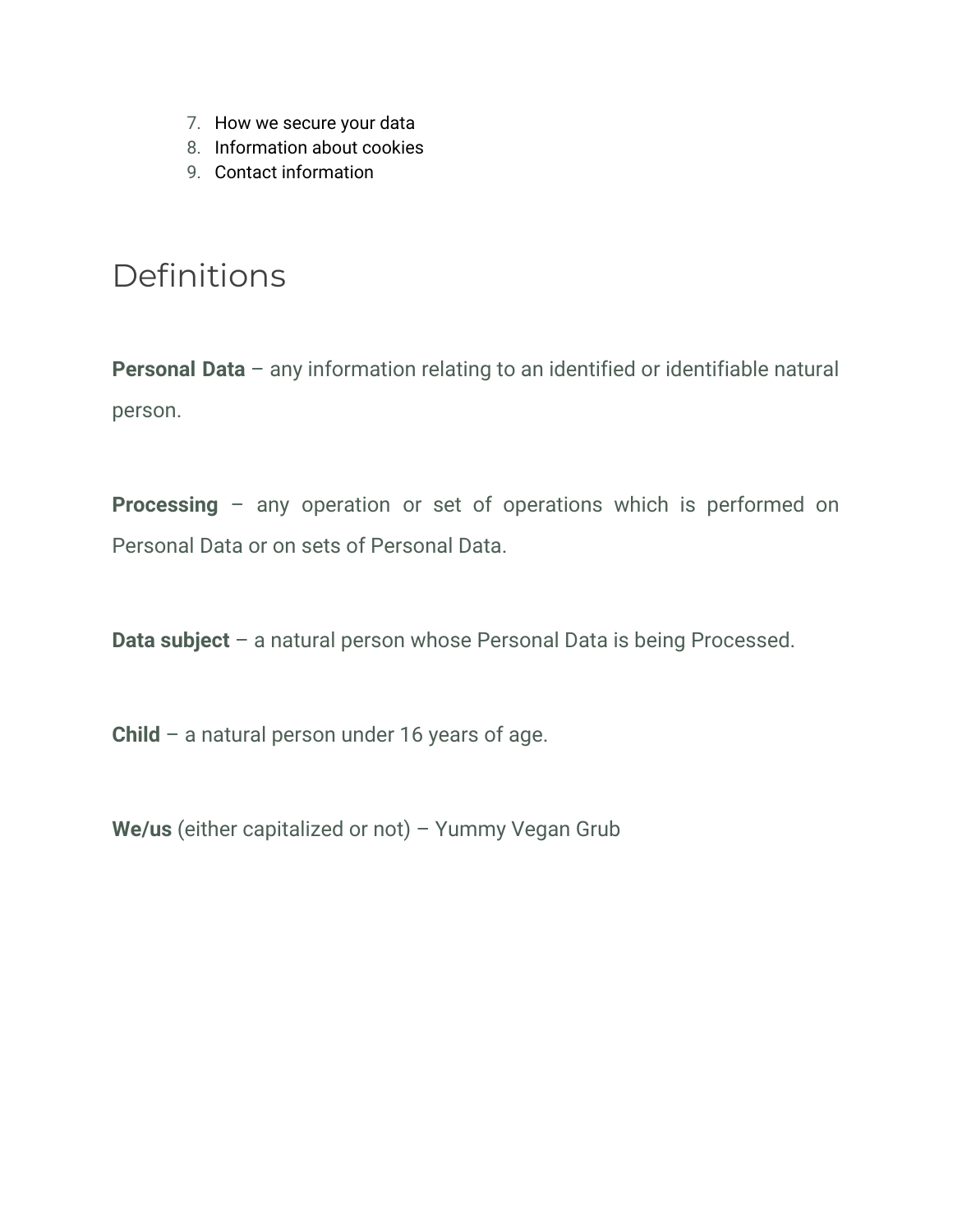7. How we secure your data
8. Information about cookies
9. Contact information

# Definitions

**Personal Data** – any information relating to an identified or identifiable natural person.

**Processing** – any operation or set of operations which is performed on Personal Data or on sets of Personal Data.

**Data subject** – a natural person whose Personal Data is being Processed.

**Child** – a natural person under 16 years of age.

**We/us** (either capitalized or not) – Yummy Vegan Grub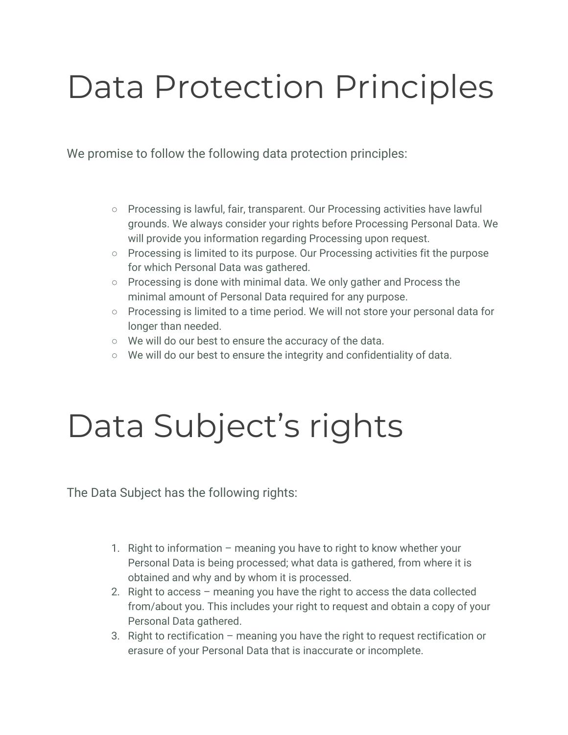# Data Protection Principles

We promise to follow the following data protection principles:

- Processing is lawful, fair, transparent. Our Processing activities have lawful grounds. We always consider your rights before Processing Personal Data. We will provide you information regarding Processing upon request.
- Processing is limited to its purpose. Our Processing activities fit the purpose for which Personal Data was gathered.
- Processing is done with minimal data. We only gather and Process the minimal amount of Personal Data required for any purpose.
- Processing is limited to a time period. We will not store your personal data for longer than needed.
- We will do our best to ensure the accuracy of the data.
- We will do our best to ensure the integrity and confidentiality of data.

# Data Subject's rights

The Data Subject has the following rights:

1. Right to information – meaning you have to right to know whether your Personal Data is being processed; what data is gathered, from where it is obtained and why and by whom it is processed.
2. Right to access – meaning you have the right to access the data collected from/about you. This includes your right to request and obtain a copy of your Personal Data gathered.
3. Right to rectification – meaning you have the right to request rectification or erasure of your Personal Data that is inaccurate or incomplete.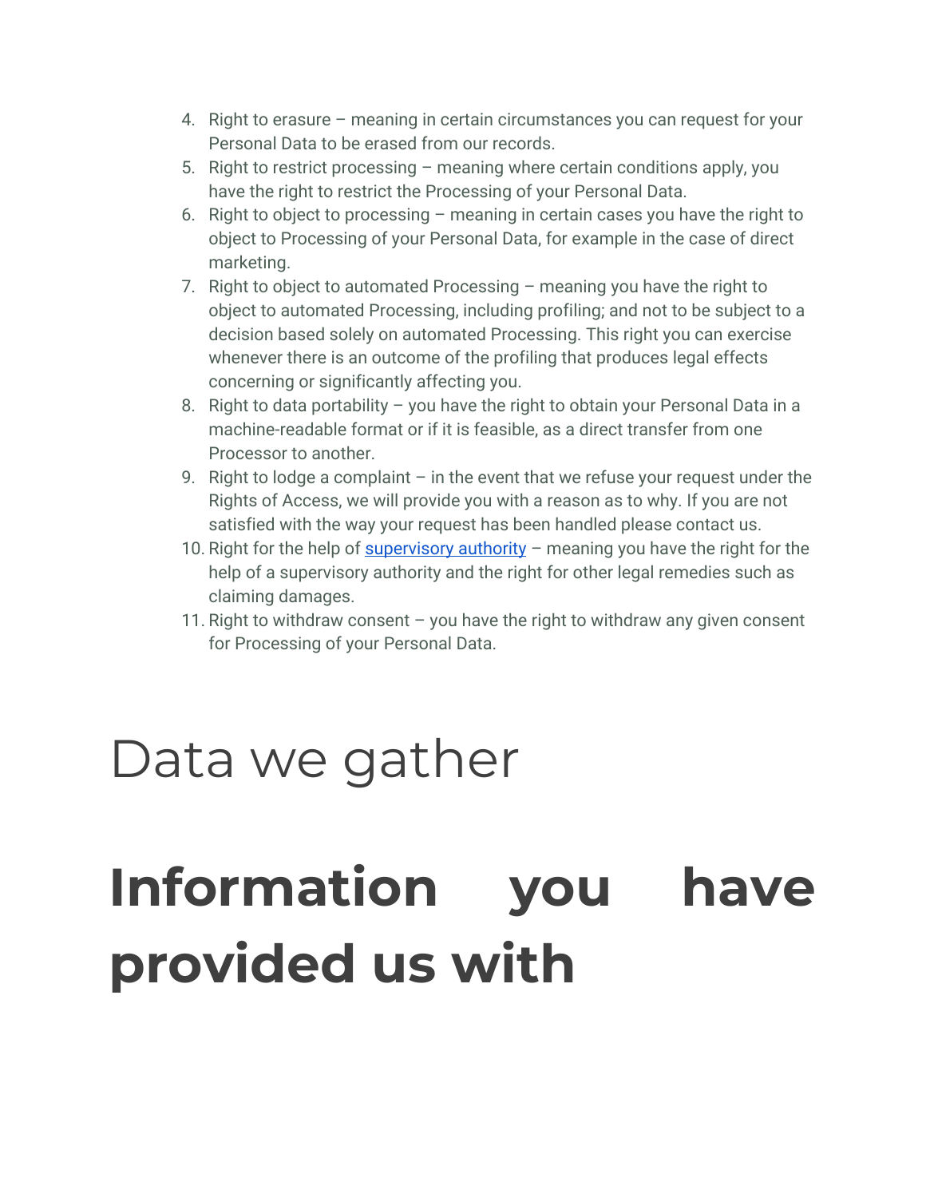4. Right to erasure – meaning in certain circumstances you can request for your Personal Data to be erased from our records.
5. Right to restrict processing – meaning where certain conditions apply, you have the right to restrict the Processing of your Personal Data.
6. Right to object to processing – meaning in certain cases you have the right to object to Processing of your Personal Data, for example in the case of direct marketing.
7. Right to object to automated Processing – meaning you have the right to object to automated Processing, including profiling; and not to be subject to a decision based solely on automated Processing. This right you can exercise whenever there is an outcome of the profiling that produces legal effects concerning or significantly affecting you.
8. Right to data portability – you have the right to obtain your Personal Data in a machine-readable format or if it is feasible, as a direct transfer from one Processor to another.
9. Right to lodge a complaint – in the event that we refuse your request under the Rights of Access, we will provide you with a reason as to why. If you are not satisfied with the way your request has been handled please contact us.
10. Right for the help of [supervisory authority]() – meaning you have the right for the help of a supervisory authority and the right for other legal remedies such as claiming damages.
11. Right to withdraw consent – you have the right to withdraw any given consent for Processing of your Personal Data.

# Data we gather

## **Information you have provided us with**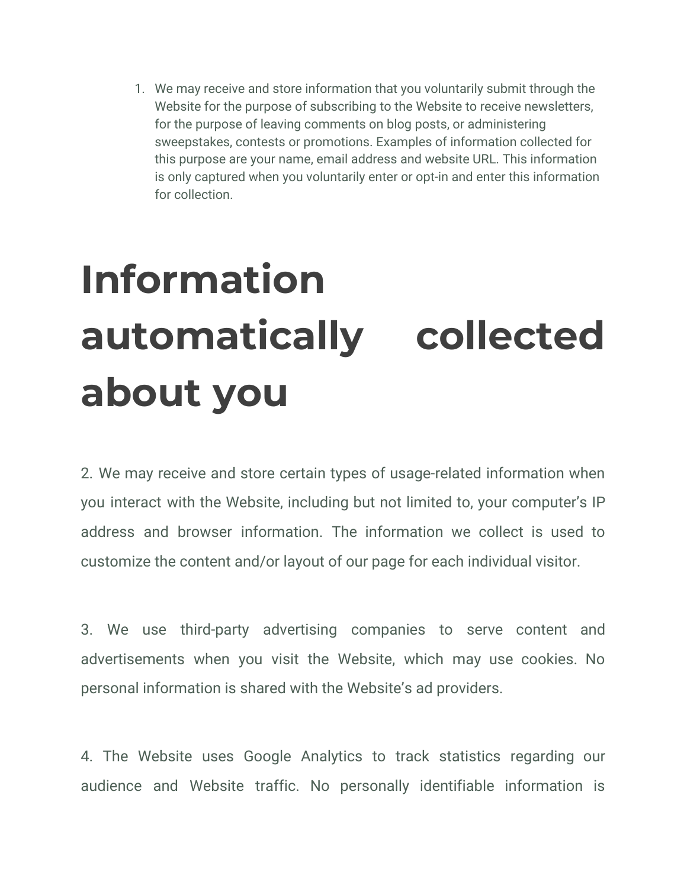1. We may receive and store information that you voluntarily submit through the Website for the purpose of subscribing to the Website to receive newsletters, for the purpose of leaving comments on blog posts, or administering sweepstakes, contests or promotions. Examples of information collected for this purpose are your name, email address and website URL. This information is only captured when you voluntarily enter or opt-in and enter this information for collection.

# Information automatically collected about you

2. We may receive and store certain types of usage-related information when you interact with the Website, including but not limited to, your computer's IP address and browser information. The information we collect is used to customize the content and/or layout of our page for each individual visitor.

3. We use third-party advertising companies to serve content and advertisements when you visit the Website, which may use cookies. No personal information is shared with the Website's ad providers.

4. The Website uses Google Analytics to track statistics regarding our audience and Website traffic. No personally identifiable information is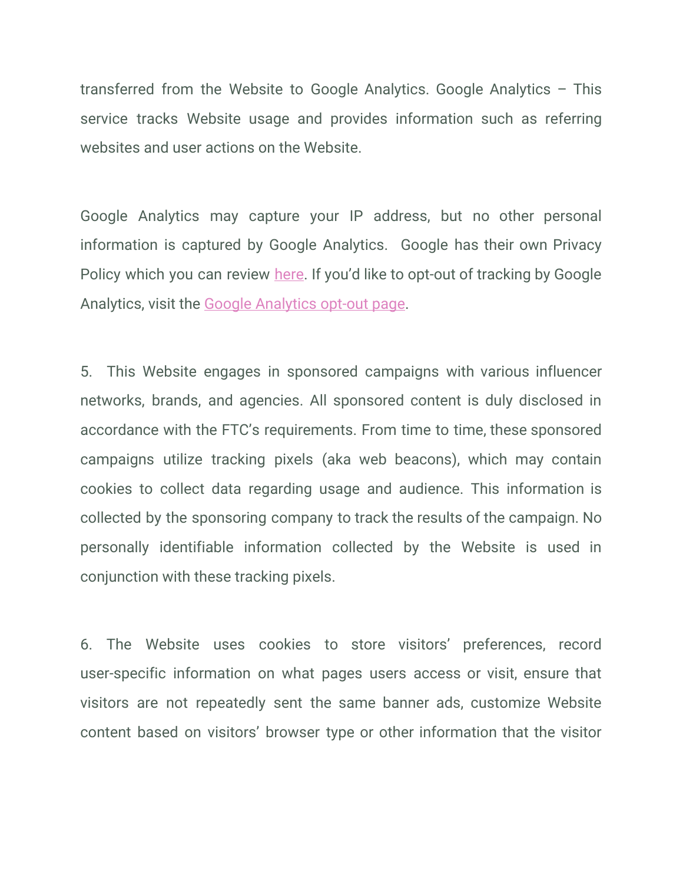transferred from the Website to Google Analytics. Google Analytics – This service tracks Website usage and provides information such as referring websites and user actions on the Website.

Google Analytics may capture your IP address, but no other personal information is captured by Google Analytics. Google has their own Privacy Policy which you can review here. If you'd like to opt-out of tracking by Google Analytics, visit the Google Analytics opt-out page.

5. This Website engages in sponsored campaigns with various influencer networks, brands, and agencies. All sponsored content is duly disclosed in accordance with the FTC's requirements. From time to time, these sponsored campaigns utilize tracking pixels (aka web beacons), which may contain cookies to collect data regarding usage and audience. This information is collected by the sponsoring company to track the results of the campaign. No personally identifiable information collected by the Website is used in conjunction with these tracking pixels.

6. The Website uses cookies to store visitors' preferences, record user-specific information on what pages users access or visit, ensure that visitors are not repeatedly sent the same banner ads, customize Website content based on visitors' browser type or other information that the visitor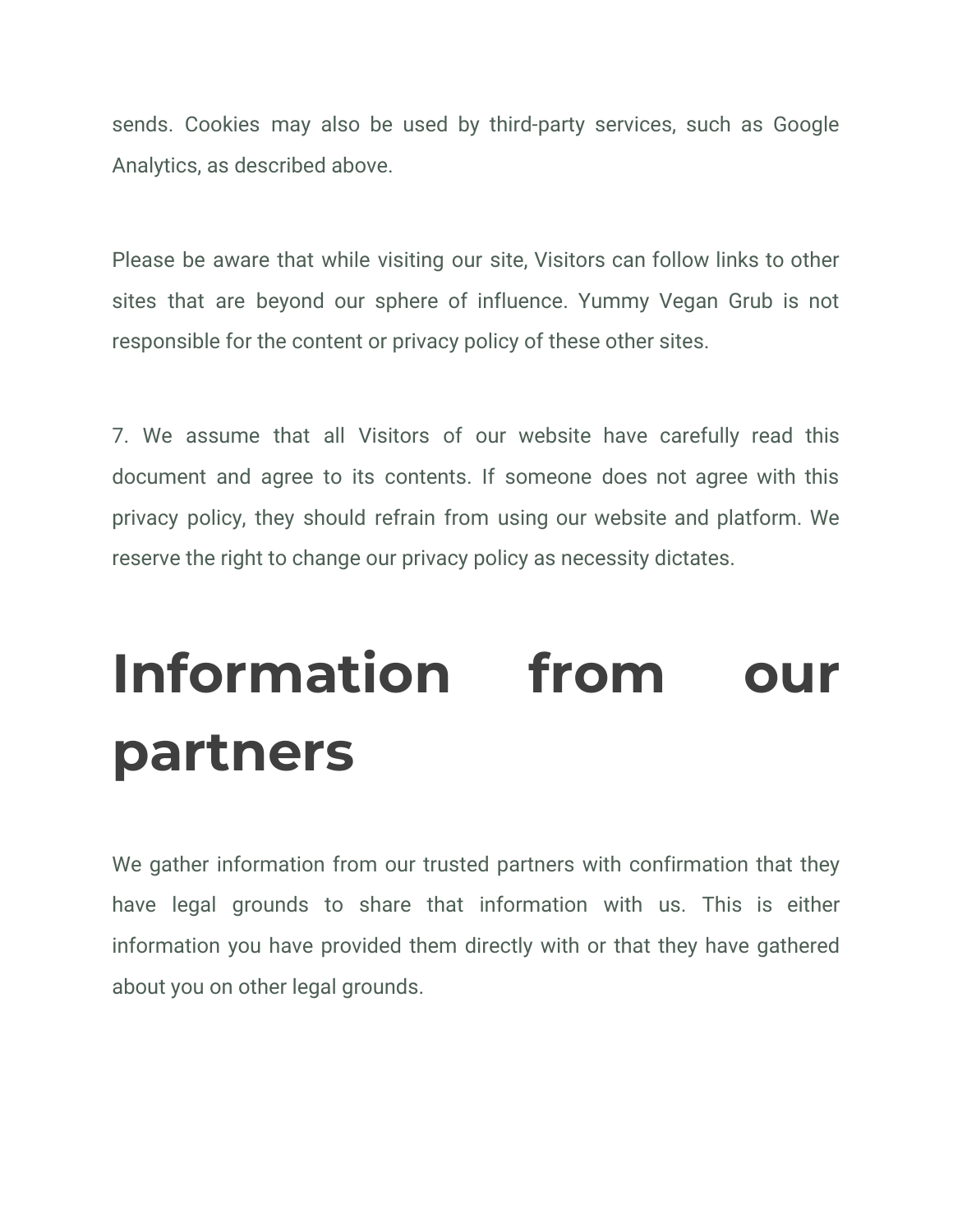sends. Cookies may also be used by third-party services, such as Google Analytics, as described above.

Please be aware that while visiting our site, Visitors can follow links to other sites that are beyond our sphere of influence. Yummy Vegan Grub is not responsible for the content or privacy policy of these other sites.

7. We assume that all Visitors of our website have carefully read this document and agree to its contents. If someone does not agree with this privacy policy, they should refrain from using our website and platform. We reserve the right to change our privacy policy as necessity dictates.

# Information from our partners

We gather information from our trusted partners with confirmation that they have legal grounds to share that information with us. This is either information you have provided them directly with or that they have gathered about you on other legal grounds.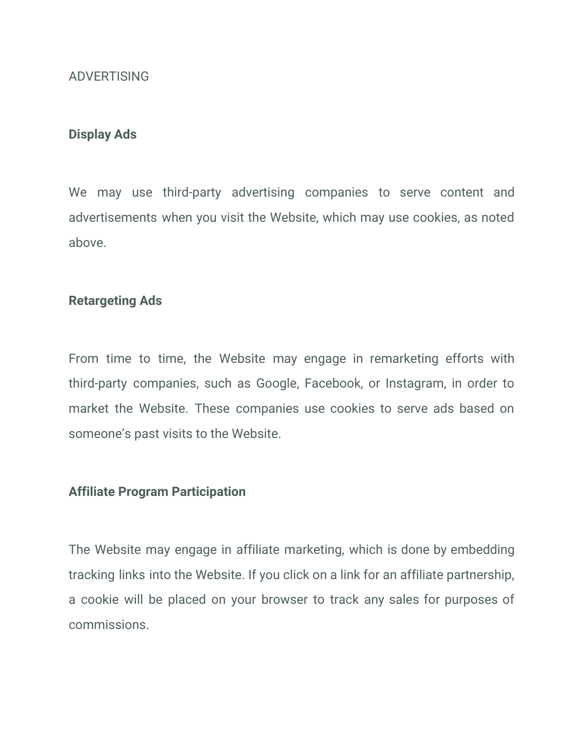ADVERTISING

**Display Ads**

We may use third-party advertising companies to serve content and advertisements when you visit the Website, which may use cookies, as noted above.

**Retargeting Ads**

From time to time, the Website may engage in remarketing efforts with third-party companies, such as Google, Facebook, or Instagram, in order to market the Website. These companies use cookies to serve ads based on someone's past visits to the Website.

**Affiliate Program Participation**

The Website may engage in affiliate marketing, which is done by embedding tracking links into the Website. If you click on a link for an affiliate partnership, a cookie will be placed on your browser to track any sales for purposes of commissions.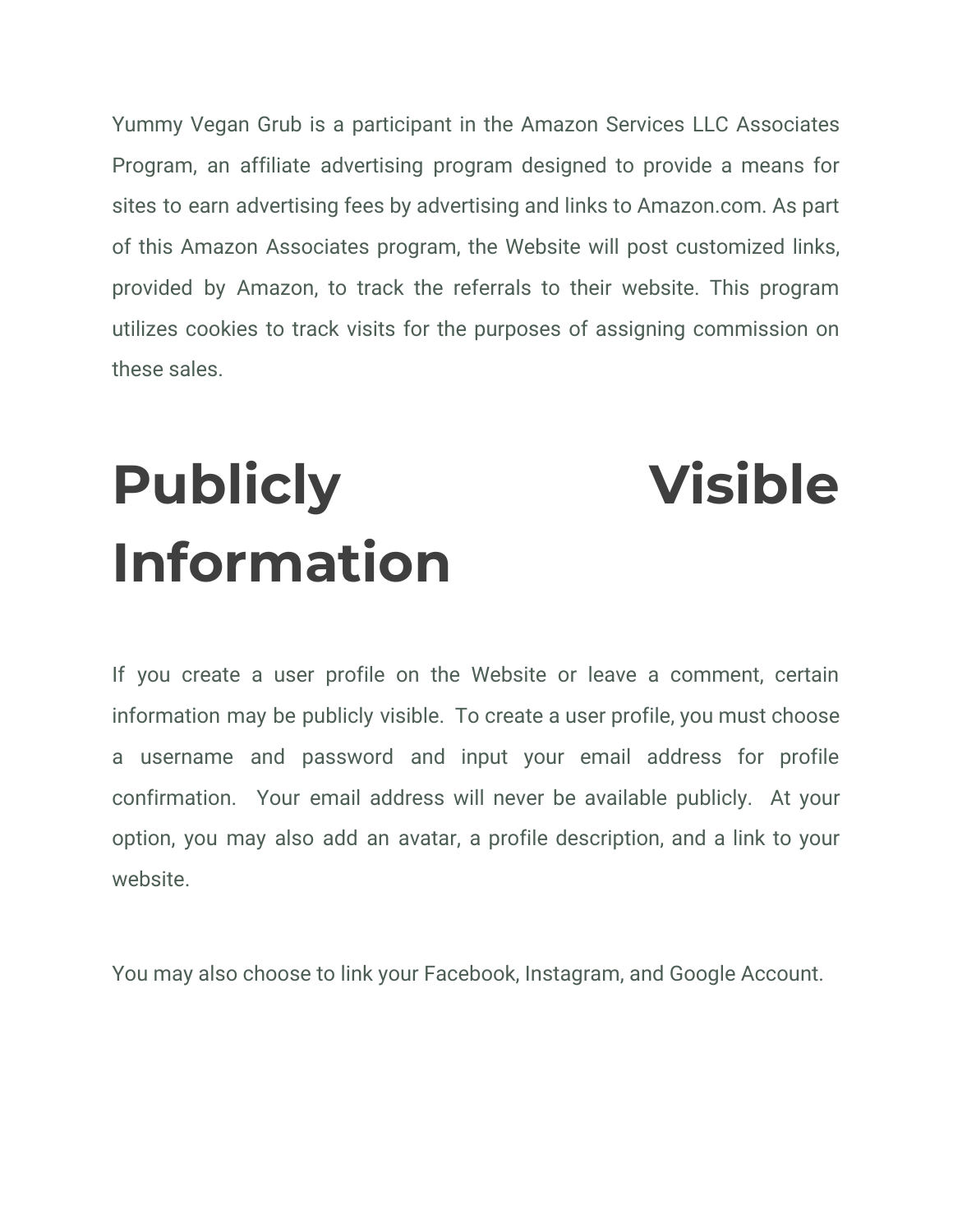Yummy Vegan Grub is a participant in the Amazon Services LLC Associates Program, an affiliate advertising program designed to provide a means for sites to earn advertising fees by advertising and links to Amazon.com. As part of this Amazon Associates program, the Website will post customized links, provided by Amazon, to track the referrals to their website. This program utilizes cookies to track visits for the purposes of assigning commission on these sales.

# Publicly Visible Information

If you create a user profile on the Website or leave a comment, certain information may be publicly visible. To create a user profile, you must choose a username and password and input your email address for profile confirmation. Your email address will never be available publicly. At your option, you may also add an avatar, a profile description, and a link to your website.

You may also choose to link your Facebook, Instagram, and Google Account.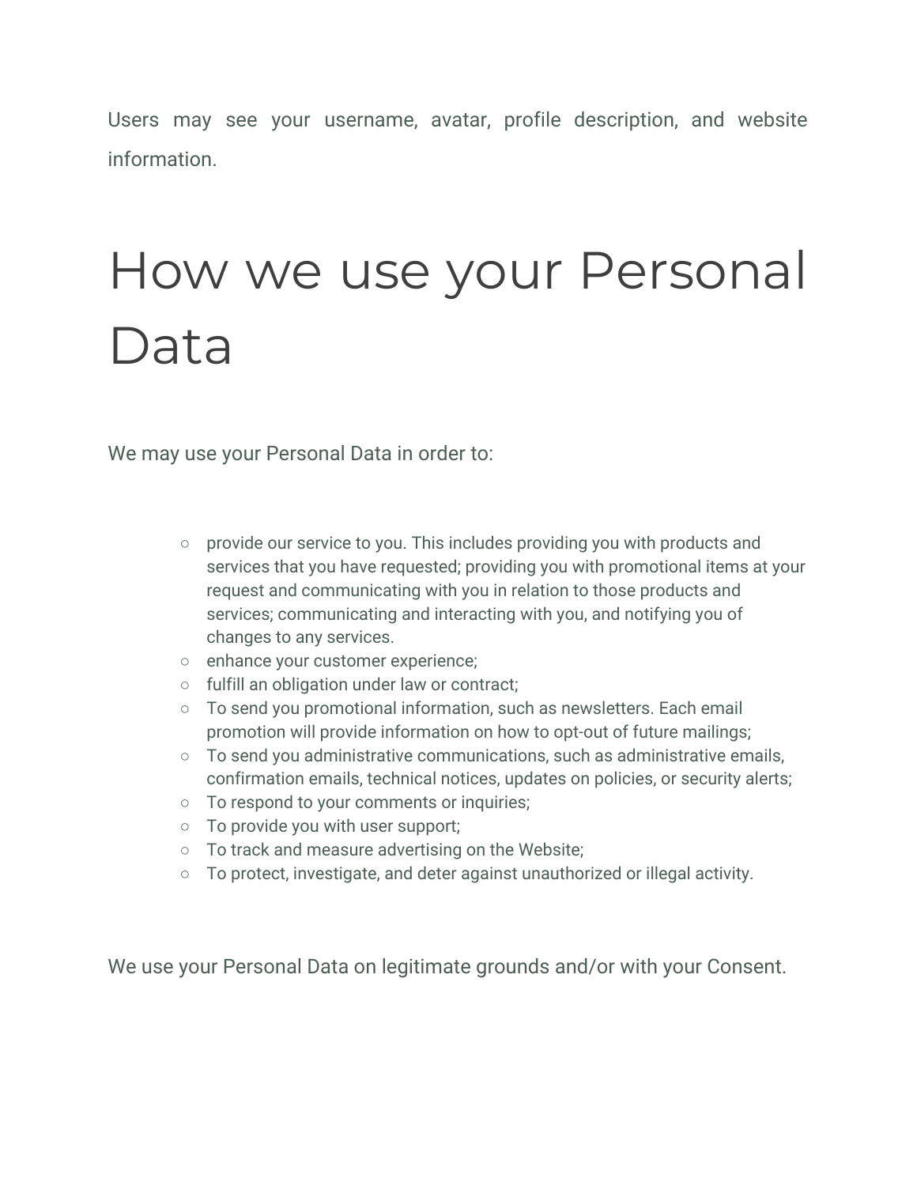Users may see your username, avatar, profile description, and website information.

# How we use your Personal Data

We may use your Personal Data in order to:

- provide our service to you. This includes providing you with products and services that you have requested; providing you with promotional items at your request and communicating with you in relation to those products and services; communicating and interacting with you, and notifying you of changes to any services.
- enhance your customer experience;
- fulfill an obligation under law or contract;
- To send you promotional information, such as newsletters. Each email promotion will provide information on how to opt-out of future mailings;
- To send you administrative communications, such as administrative emails, confirmation emails, technical notices, updates on policies, or security alerts;
- To respond to your comments or inquiries;
- To provide you with user support;
- To track and measure advertising on the Website;
- To protect, investigate, and deter against unauthorized or illegal activity.

We use your Personal Data on legitimate grounds and/or with your Consent.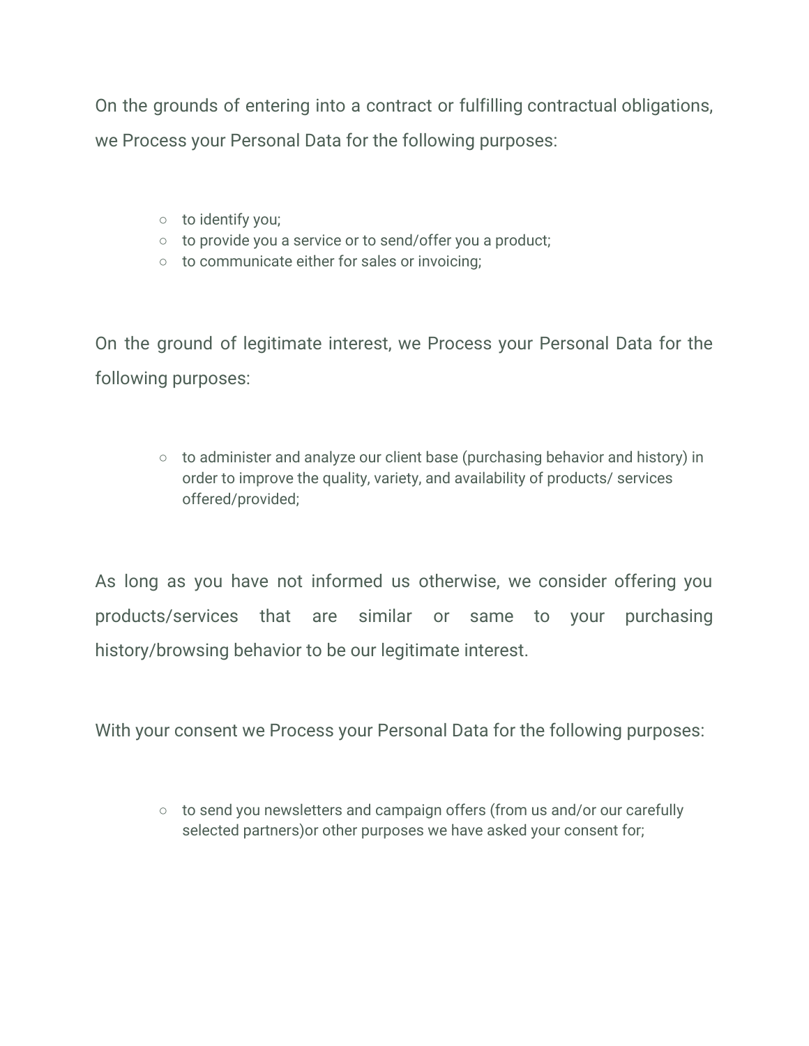On the grounds of entering into a contract or fulfilling contractual obligations, we Process your Personal Data for the following purposes:

- to identify you;
- to provide you a service or to send/offer you a product;
- to communicate either for sales or invoicing;

On the ground of legitimate interest, we Process your Personal Data for the following purposes:

- to administer and analyze our client base (purchasing behavior and history) in order to improve the quality, variety, and availability of products/ services offered/provided;

As long as you have not informed us otherwise, we consider offering you products/services that are similar or same to your purchasing history/browsing behavior to be our legitimate interest.

With your consent we Process your Personal Data for the following purposes:

- to send you newsletters and campaign offers (from us and/or our carefully selected partners)or other purposes we have asked your consent for;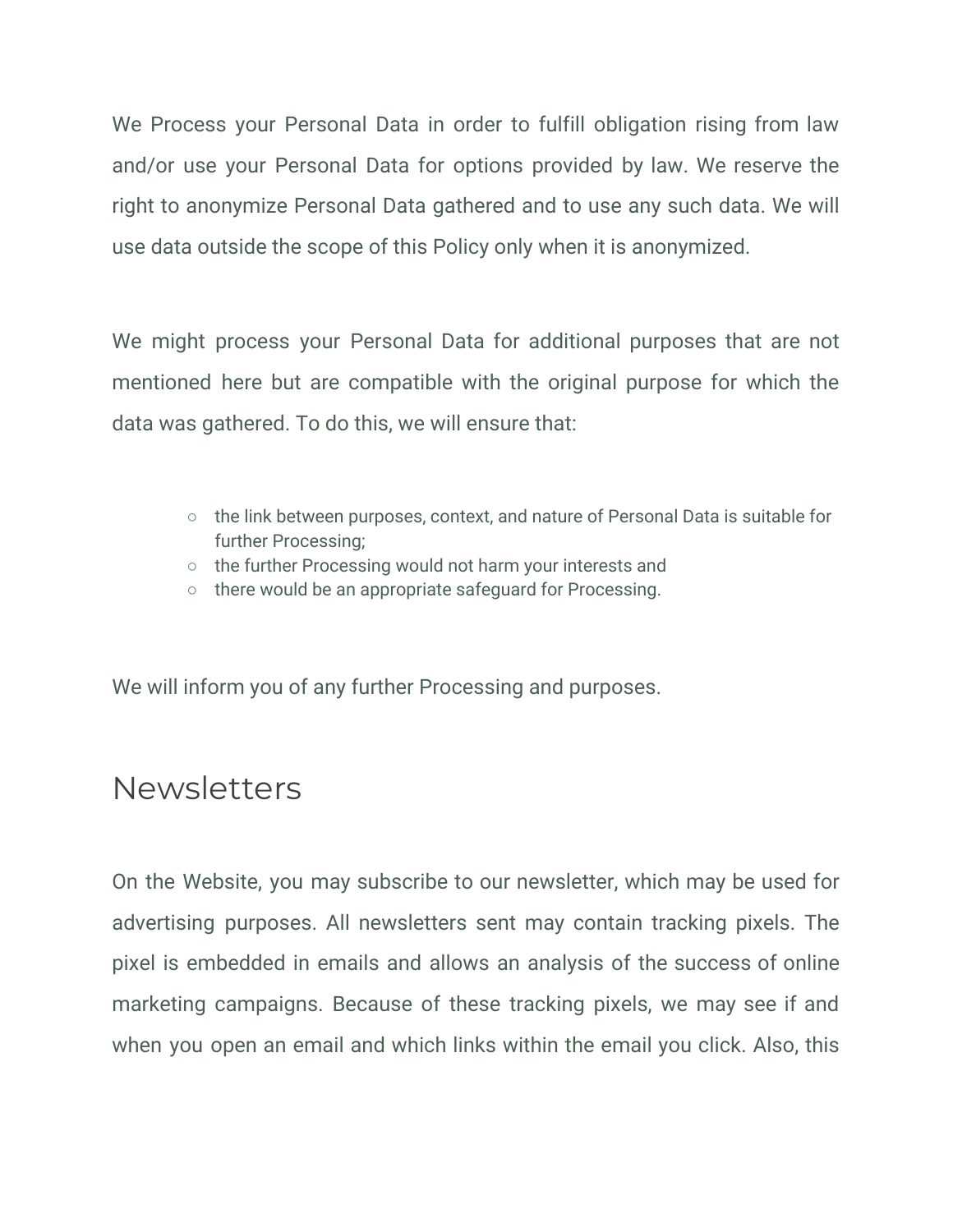We Process your Personal Data in order to fulfill obligation rising from law and/or use your Personal Data for options provided by law. We reserve the right to anonymize Personal Data gathered and to use any such data. We will use data outside the scope of this Policy only when it is anonymized.

We might process your Personal Data for additional purposes that are not mentioned here but are compatible with the original purpose for which the data was gathered. To do this, we will ensure that:

- the link between purposes, context, and nature of Personal Data is suitable for further Processing;
- the further Processing would not harm your interests and
- there would be an appropriate safeguard for Processing.

We will inform you of any further Processing and purposes.

## Newsletters

On the Website, you may subscribe to our newsletter, which may be used for advertising purposes. All newsletters sent may contain tracking pixels. The pixel is embedded in emails and allows an analysis of the success of online marketing campaigns. Because of these tracking pixels, we may see if and when you open an email and which links within the email you click. Also, this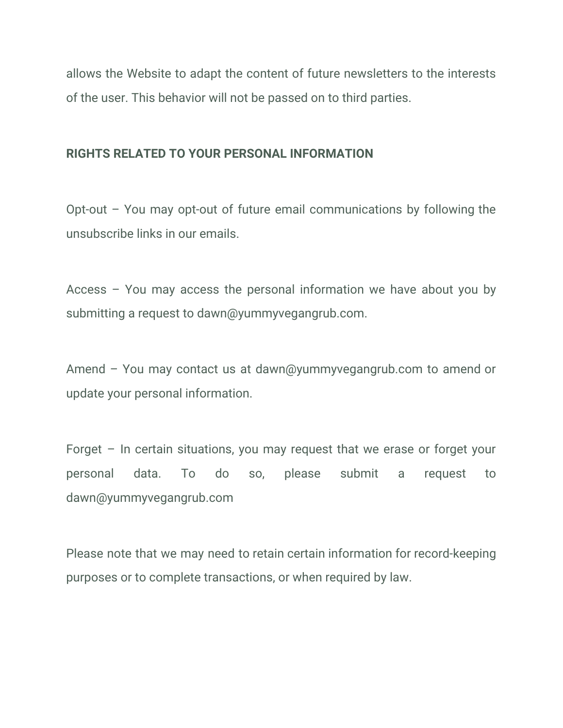allows the Website to adapt the content of future newsletters to the interests of the user. This behavior will not be passed on to third parties.

**RIGHTS RELATED TO YOUR PERSONAL INFORMATION**

Opt-out – You may opt-out of future email communications by following the unsubscribe links in our emails.

Access – You may access the personal information we have about you by submitting a request to dawn@yummyvegangrub.com.

Amend – You may contact us at dawn@yummyvegangrub.com to amend or update your personal information.

Forget – In certain situations, you may request that we erase or forget your personal data. To do so, please submit a request to dawn@yummyvegangrub.com

Please note that we may need to retain certain information for record-keeping purposes or to complete transactions, or when required by law.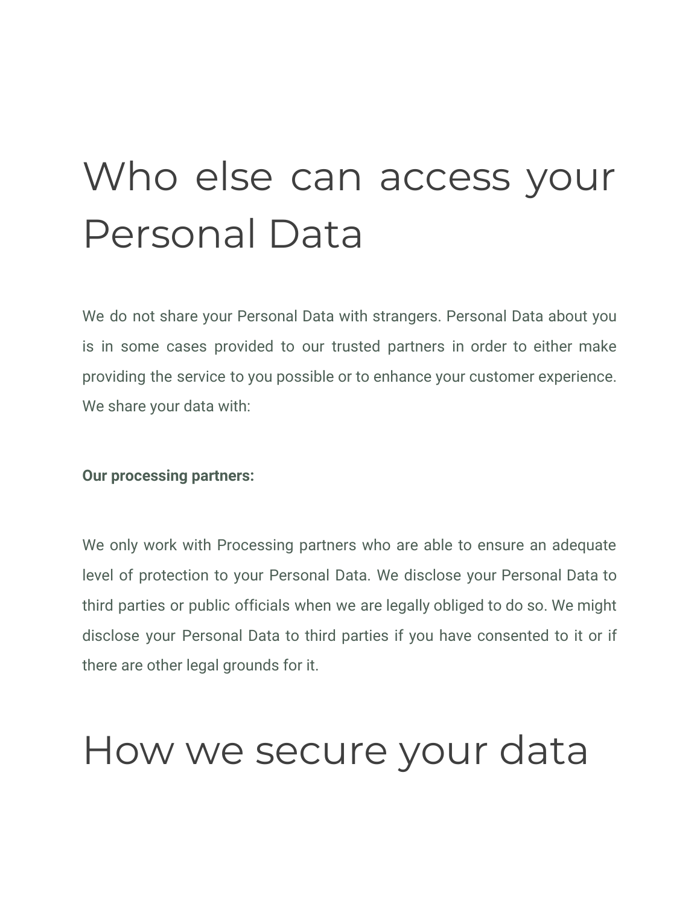# Who else can access your Personal Data

We do not share your Personal Data with strangers. Personal Data about you is in some cases provided to our trusted partners in order to either make providing the service to you possible or to enhance your customer experience. We share your data with:

**Our processing partners:**

We only work with Processing partners who are able to ensure an adequate level of protection to your Personal Data. We disclose your Personal Data to third parties or public officials when we are legally obliged to do so. We might disclose your Personal Data to third parties if you have consented to it or if there are other legal grounds for it.

# How we secure your data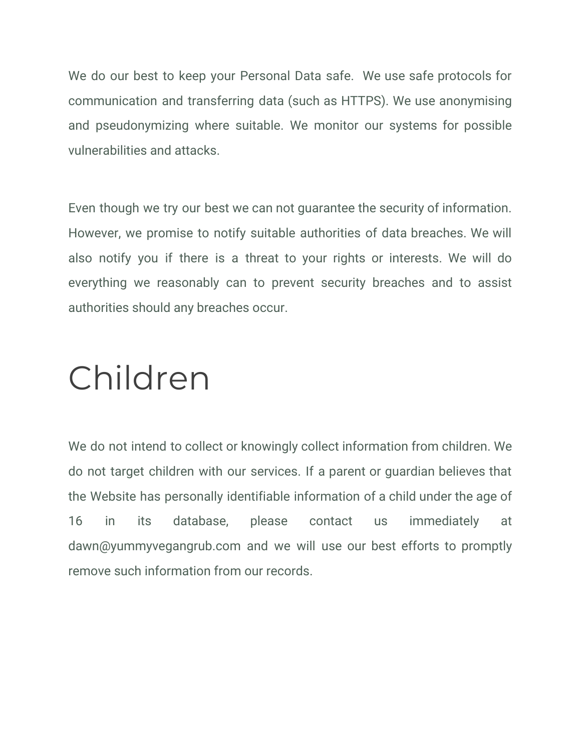We do our best to keep your Personal Data safe.  We use safe protocols for communication and transferring data (such as HTTPS). We use anonymising and pseudonymizing where suitable. We monitor our systems for possible vulnerabilities and attacks.

Even though we try our best we can not guarantee the security of information. However, we promise to notify suitable authorities of data breaches. We will also notify you if there is a threat to your rights or interests. We will do everything we reasonably can to prevent security breaches and to assist authorities should any breaches occur.

# Children

We do not intend to collect or knowingly collect information from children. We do not target children with our services. If a parent or guardian believes that the Website has personally identifiable information of a child under the age of 16 in its database, please contact us immediately at dawn@yummyvegangrub.com and we will use our best efforts to promptly remove such information from our records.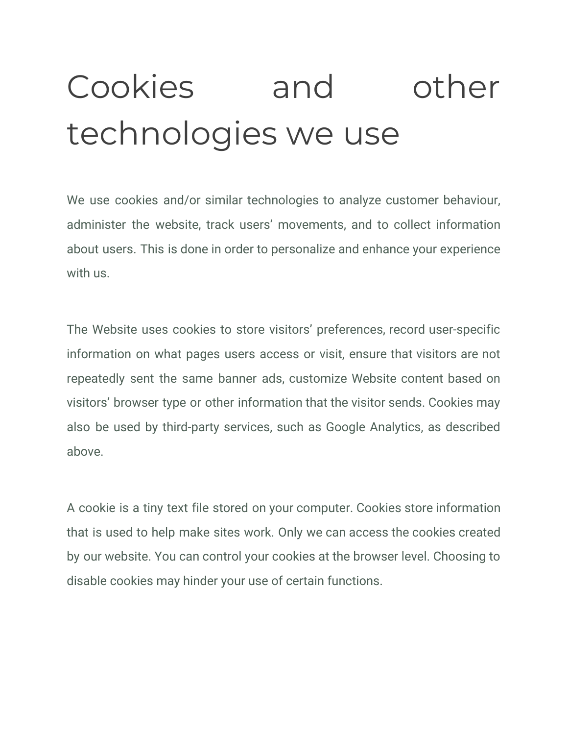# Cookies and other technologies we use

We use cookies and/or similar technologies to analyze customer behaviour, administer the website, track users' movements, and to collect information about users. This is done in order to personalize and enhance your experience with us.

The Website uses cookies to store visitors' preferences, record user-specific information on what pages users access or visit, ensure that visitors are not repeatedly sent the same banner ads, customize Website content based on visitors' browser type or other information that the visitor sends. Cookies may also be used by third-party services, such as Google Analytics, as described above.

A cookie is a tiny text file stored on your computer. Cookies store information that is used to help make sites work. Only we can access the cookies created by our website. You can control your cookies at the browser level. Choosing to disable cookies may hinder your use of certain functions.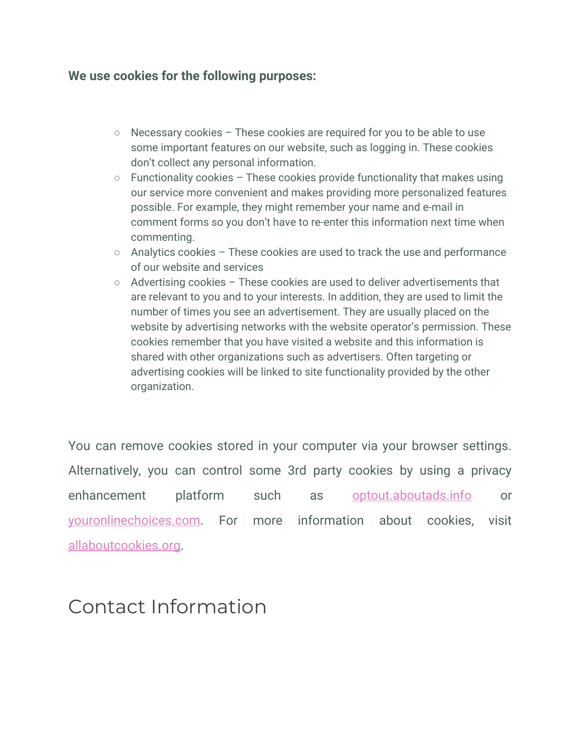**We use cookies for the following purposes:**

- Necessary cookies – These cookies are required for you to be able to use some important features on our website, such as logging in. These cookies don't collect any personal information.
- Functionality cookies – These cookies provide functionality that makes using our service more convenient and makes providing more personalized features possible. For example, they might remember your name and e-mail in comment forms so you don't have to re-enter this information next time when commenting.
- Analytics cookies – These cookies are used to track the use and performance of our website and services
- Advertising cookies – These cookies are used to deliver advertisements that are relevant to you and to your interests. In addition, they are used to limit the number of times you see an advertisement. They are usually placed on the website by advertising networks with the website operator's permission. These cookies remember that you have visited a website and this information is shared with other organizations such as advertisers. Often targeting or advertising cookies will be linked to site functionality provided by the other organization.

You can remove cookies stored in your computer via your browser settings. Alternatively, you can control some 3rd party cookies by using a privacy enhancement platform such as optout.aboutads.info or youronlinechoices.com. For more information about cookies, visit allaboutcookies.org.

## Contact Information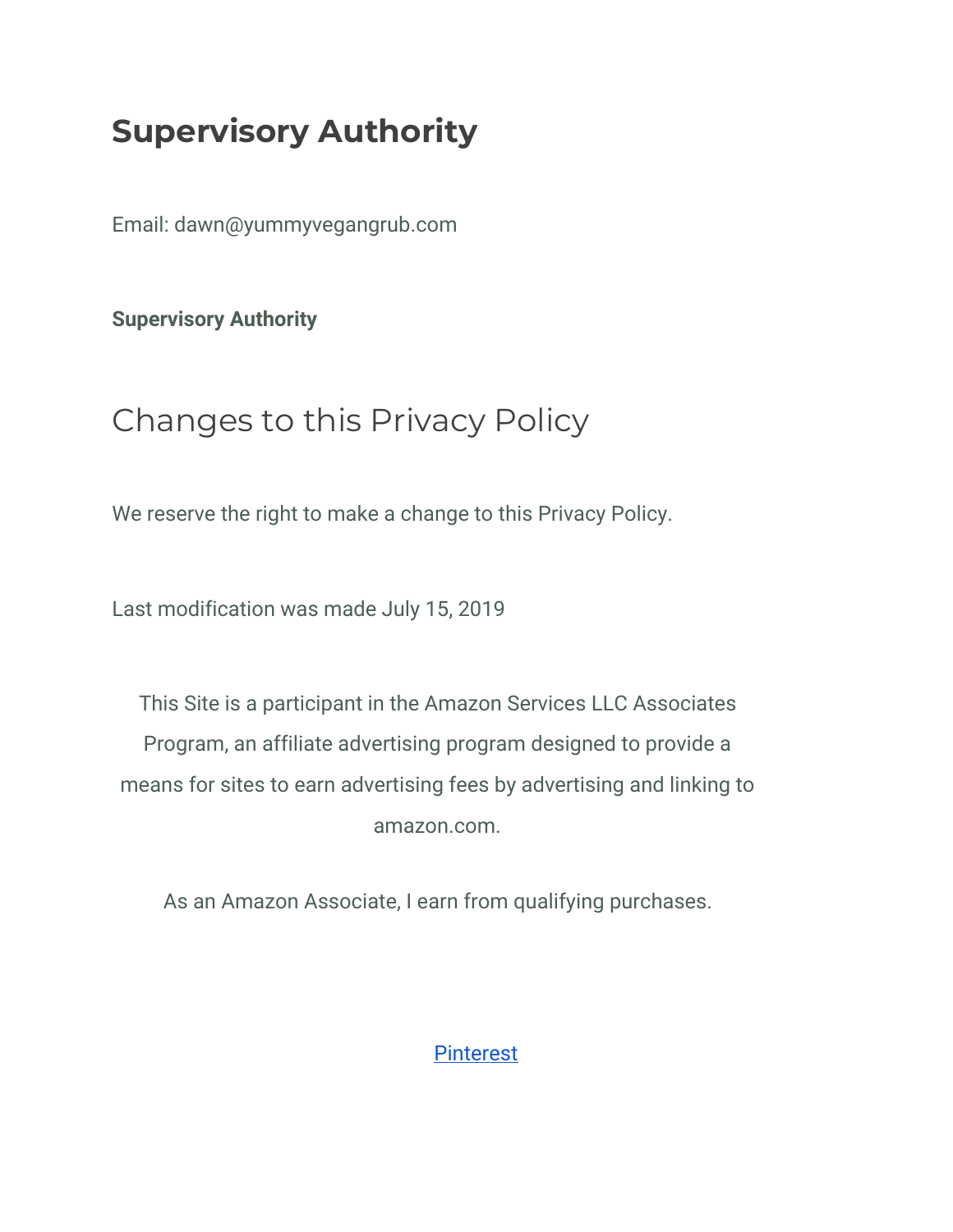## Supervisory Authority

Email: dawn@yummyvegangrub.com

**Supervisory Authority**

## Changes to this Privacy Policy

We reserve the right to make a change to this Privacy Policy.

Last modification was made July 15, 2019

This Site is a participant in the Amazon Services LLC Associates Program, an affiliate advertising program designed to provide a means for sites to earn advertising fees by advertising and linking to amazon.com.

As an Amazon Associate, I earn from qualifying purchases.

Pinterest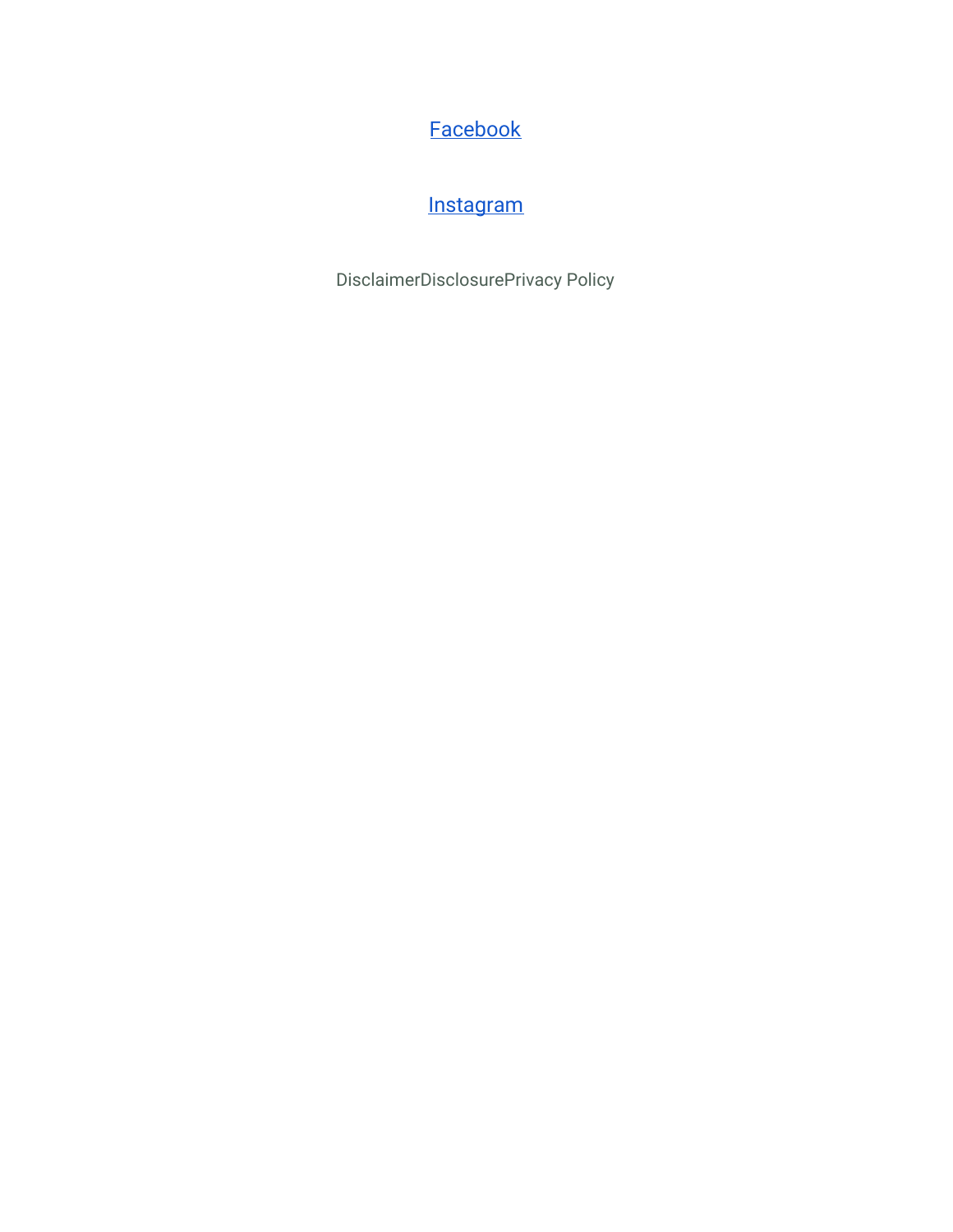[Facebook]

[Instagram]

DisclaimerDisclosurePrivacy Policy